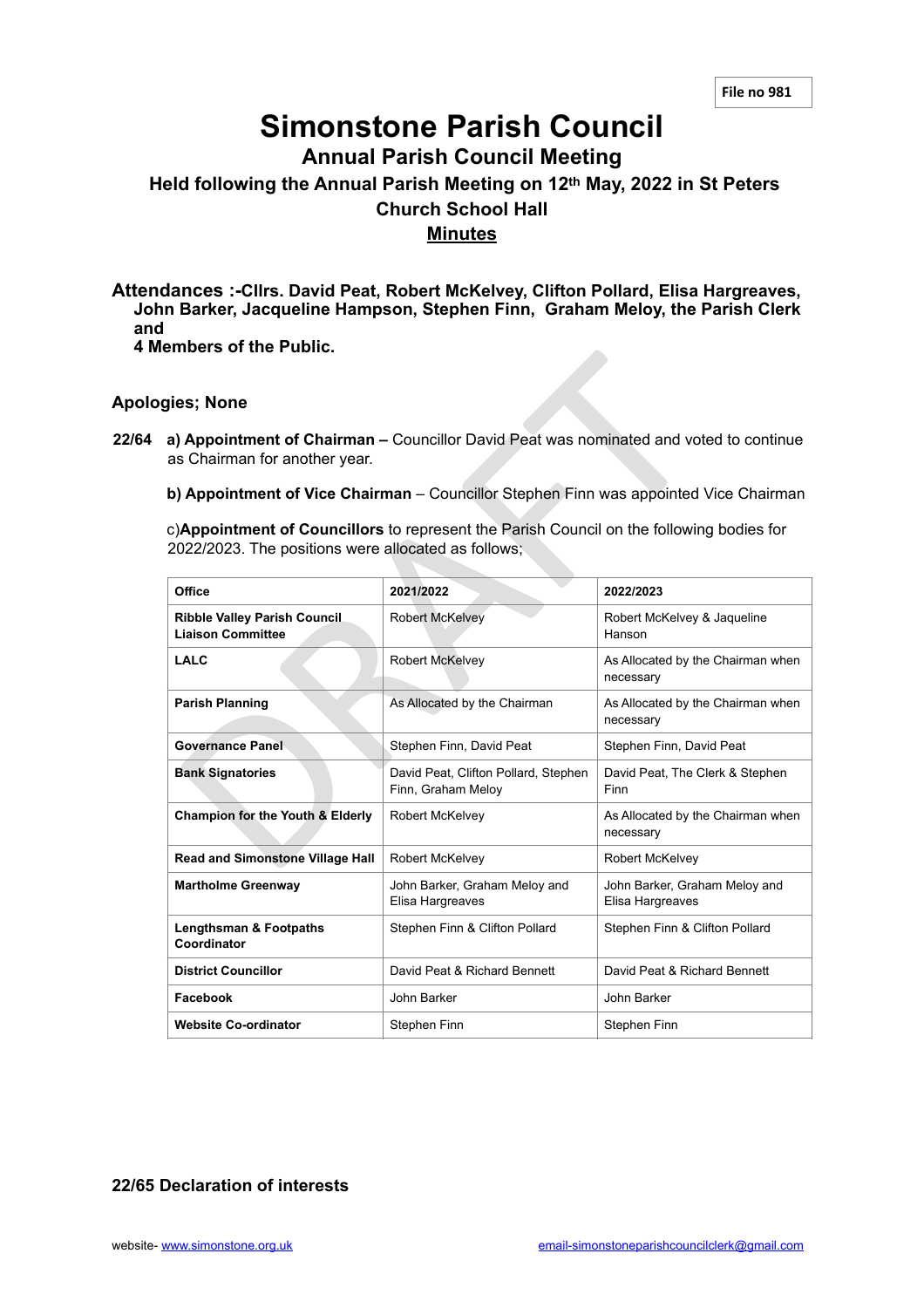File no 981

# Simonstone Parish Council

## Annual Parish Council Meeting

### Held following the Annual Parish Meeting on 12th May, 2022 in St Peters Church School Hall

### Minutes

**Attendances :-Cllrs. David Peat, Robert McKelvey, Clifton Pollard, Elisa Hargreaves, John Barker, Jacqueline Hampson, Stephen Finn, Graham Meloy, the Parish Clerk and 4 Members of the Public.**

**Apologies; None**

**22/64** **a) Appointment of Chairman –** Councillor David Peat was nominated and voted to continue as Chairman for another year.

**b) Appointment of Vice Chairman** – Councillor Stephen Finn was appointed Vice Chairman

c)**Appointment of Councillors** to represent the Parish Council on the following bodies for 2022/2023. The positions were allocated as follows;

| Office | 2021/2022 | 2022/2023 |
|---|---|---|
| **Ribble Valley Parish Council Liaison Committee** | Robert McKelvey | Robert McKelvey & Jaqueline Hanson |
| **LALC** | Robert McKelvey | As Allocated by the Chairman when necessary |
| **Parish Planning** | As Allocated by the Chairman | As Allocated by the Chairman when necessary |
| **Governance Panel** | Stephen Finn, David Peat | Stephen Finn, David Peat |
| **Bank Signatories** | David Peat, Clifton Pollard, Stephen Finn, Graham Meloy | David Peat, The Clerk & Stephen Finn |
| **Champion for the Youth & Elderly** | Robert McKelvey | As Allocated by the Chairman when necessary |
| **Read and Simonstone Village Hall** | Robert McKelvey | Robert McKelvey |
| **Martholme Greenway** | John Barker, Graham Meloy and Elisa Hargreaves | John Barker, Graham Meloy and Elisa Hargreaves |
| **Lengthsman & Footpaths Coordinator** | Stephen Finn & Clifton Pollard | Stephen Finn & Clifton Pollard |
| **District Councillor** | David Peat & Richard Bennett | David Peat & Richard Bennett |
| **Facebook** | John Barker | John Barker |
| **Website Co-ordinator** | Stephen Finn | Stephen Finn |

**22/65 Declaration of interests**

website- www.simonstone.org.uk    email-simonstoneparishcouncilclerk@gmail.com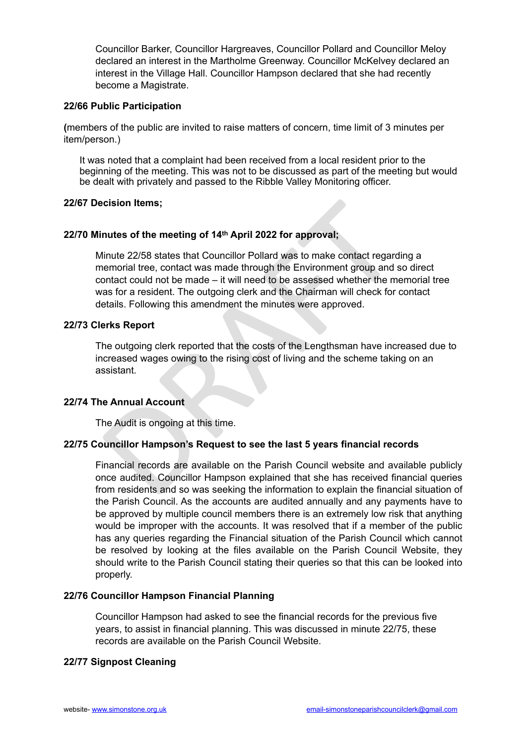Councillor Barker, Councillor Hargreaves, Councillor Pollard and Councillor Meloy declared an interest in the Martholme Greenway. Councillor McKelvey declared an interest in the Village Hall. Councillor Hampson declared that she had recently become a Magistrate.

**22/66 Public Participation**

**(**members of the public are invited to raise matters of concern, time limit of 3 minutes per item/person.)

It was noted that a complaint had been received from a local resident prior to the beginning of the meeting. This was not to be discussed as part of the meeting but would be dealt with privately and passed to the Ribble Valley Monitoring officer.

**22/67 Decision Items;**

**22/70 Minutes of the meeting of 14th April 2022 for approval;**

Minute 22/58 states that Councillor Pollard was to make contact regarding a memorial tree, contact was made through the Environment group and so direct contact could not be made – it will need to be assessed whether the memorial tree was for a resident. The outgoing clerk and the Chairman will check for contact details. Following this amendment the minutes were approved.

**22/73 Clerks Report**

The outgoing clerk reported that the costs of the Lengthsman have increased due to increased wages owing to the rising cost of living and the scheme taking on an assistant.

**22/74 The Annual Account**

The Audit is ongoing at this time.

**22/75 Councillor Hampson's Request to see the last 5 years financial records**

Financial records are available on the Parish Council website and available publicly once audited. Councillor Hampson explained that she has received financial queries from residents and so was seeking the information to explain the financial situation of the Parish Council. As the accounts are audited annually and any payments have to be approved by multiple council members there is an extremely low risk that anything would be improper with the accounts. It was resolved that if a member of the public has any queries regarding the Financial situation of the Parish Council which cannot be resolved by looking at the files available on the Parish Council Website, they should write to the Parish Council stating their queries so that this can be looked into properly.

**22/76 Councillor Hampson Financial Planning**

Councillor Hampson had asked to see the financial records for the previous five years, to assist in financial planning. This was discussed in minute 22/75, these records are available on the Parish Council Website.

**22/77 Signpost Cleaning**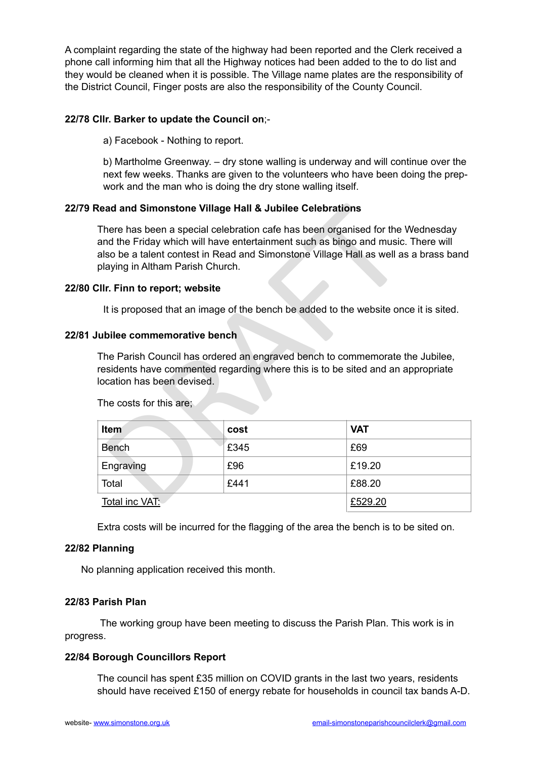A complaint regarding the state of the highway had been reported and the Clerk received a phone call informing him that all the Highway notices had been added to the to do list and they would be cleaned when it is possible. The Village name plates are the responsibility of the District Council, Finger posts are also the responsibility of the County Council.

**22/78 Cllr. Barker to update the Council on**;-

a) Facebook - Nothing to report.

b) Martholme Greenway. – dry stone walling is underway and will continue over the next few weeks. Thanks are given to the volunteers who have been doing the prep-work and the man who is doing the dry stone walling itself.

**22/79 Read and Simonstone Village Hall & Jubilee Celebrations**

There has been a special celebration cafe has been organised for the Wednesday and the Friday which will have entertainment such as bingo and music. There will also be a talent contest in Read and Simonstone Village Hall as well as a brass band playing in Altham Parish Church.

**22/80 Cllr. Finn to report; website**

It is proposed that an image of the bench be added to the website once it is sited.

**22/81 Jubilee commemorative bench**

The Parish Council has ordered an engraved bench to commemorate the Jubilee, residents have commented regarding where this is to be sited and an appropriate location has been devised.

The costs for this are;

| Item | cost | VAT |
|---|---|---|
| Bench | £345 | £69 |
| Engraving | £96 | £19.20 |
| Total | £441 | £88.20 |
| Total inc VAT: | | £529.20 |

Extra costs will be incurred for the flagging of the area the bench is to be sited on.

**22/82 Planning**

No planning application received this month.

**22/83 Parish Plan**

The working group have been meeting to discuss the Parish Plan. This work is in progress.

**22/84 Borough Councillors Report**

The council has spent £35 million on COVID grants in the last two years, residents should have received £150 of energy rebate for households in council tax bands A-D.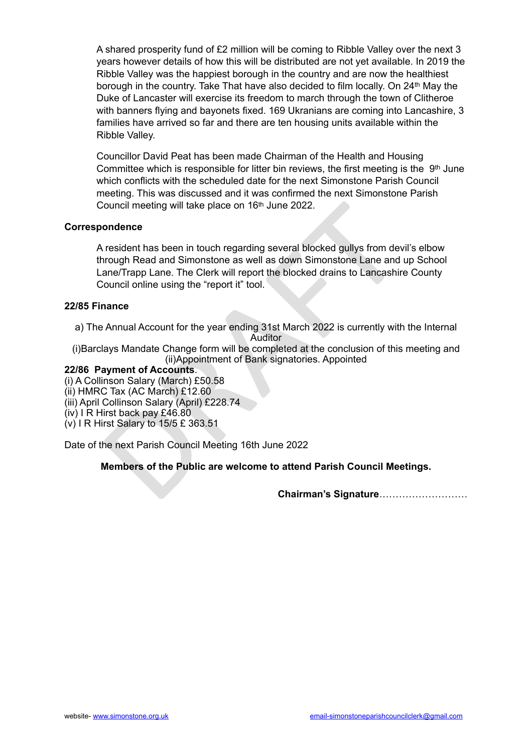A shared prosperity fund of £2 million will be coming to Ribble Valley over the next 3 years however details of how this will be distributed are not yet available. In 2019 the Ribble Valley was the happiest borough in the country and are now the healthiest borough in the country. Take That have also decided to film locally. On 24th May the Duke of Lancaster will exercise its freedom to march through the town of Clitheroe with banners flying and bayonets fixed. 169 Ukranians are coming into Lancashire, 3 families have arrived so far and there are ten housing units available within the Ribble Valley.

Councillor David Peat has been made Chairman of the Health and Housing Committee which is responsible for litter bin reviews, the first meeting is the 9th June which conflicts with the scheduled date for the next Simonstone Parish Council meeting. This was discussed and it was confirmed the next Simonstone Parish Council meeting will take place on 16th June 2022.

**Correspondence**

A resident has been in touch regarding several blocked gullys from devil's elbow through Read and Simonstone as well as down Simonstone Lane and up School Lane/Trapp Lane. The Clerk will report the blocked drains to Lancashire County Council online using the "report it" tool.

**22/85 Finance**

a) The Annual Account for the year ending 31st March 2022 is currently with the Internal Auditor

(i)Barclays Mandate Change form will be completed at the conclusion of this meeting and (ii)Appointment of Bank signatories. Appointed

**22/86 Payment of Accounts**.

(i) A Collinson Salary (March) £50.58
(ii) HMRC Tax (AC March) £12.60
(iii) April Collinson Salary (April) £228.74
(iv) I R Hirst back pay £46.80
(v) I R Hirst Salary to 15/5 £ 363.51

Date of the next Parish Council Meeting 16th June 2022

**Members of the Public are welcome to attend Parish Council Meetings.**

**Chairman's Signature**………………………

website- www.simonstone.org.uk email-simonstoneparishcouncilclerk@gmail.com